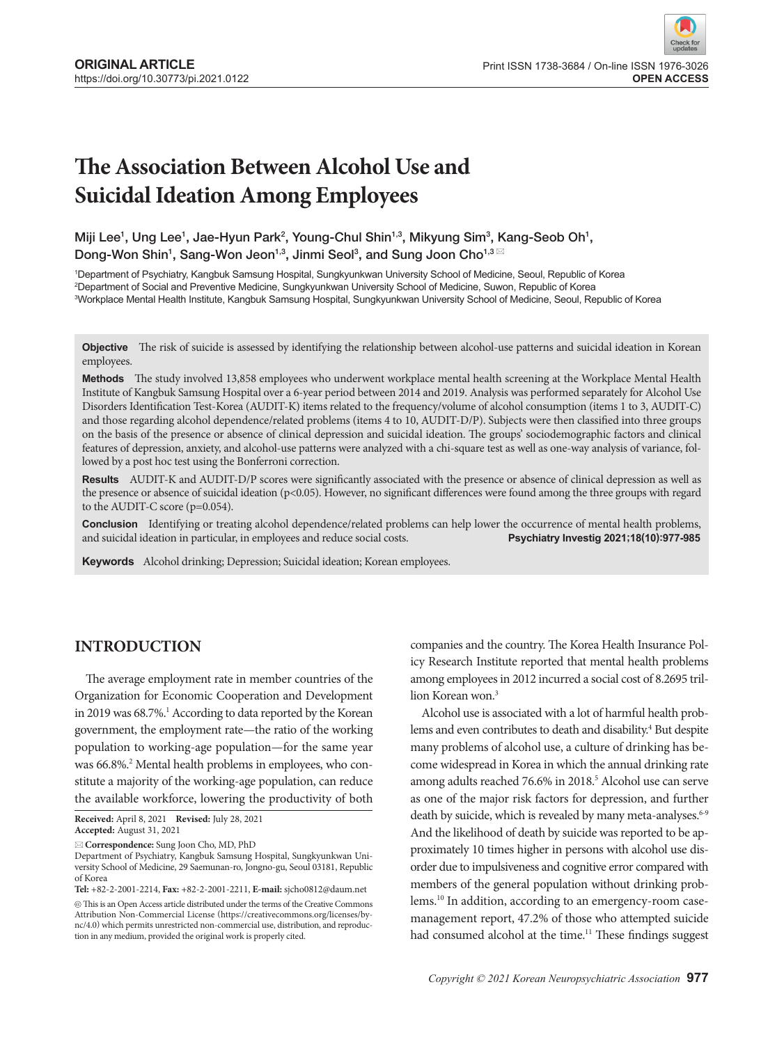ORIGINAL ARTICLE
https://doi.org/10.30773/pi.2021.0122

Print ISSN 1738-3684 / On-line ISSN 1976-3026
OPEN ACCESS

# The Association Between Alcohol Use and Suicidal Ideation Among Employees

Miji Lee[1], Ung Lee[1], Jae-Hyun Park[2], Young-Chul Shin[1,3], Mikyung Sim[3], Kang-Seob Oh[1], Dong-Won Shin[1], Sang-Won Jeon[1,3], Jinmi Seol[3], and Sung Joon Cho[1,3]

[1]Department of Psychiatry, Kangbuk Samsung Hospital, Sungkyunkwan University School of Medicine, Seoul, Republic of Korea
[2]Department of Social and Preventive Medicine, Sungkyunkwan University School of Medicine, Suwon, Republic of Korea
[3]Workplace Mental Health Institute, Kangbuk Samsung Hospital, Sungkyunkwan University School of Medicine, Seoul, Republic of Korea

**Objective** The risk of suicide is assessed by identifying the relationship between alcohol-use patterns and suicidal ideation in Korean employees.

**Methods** The study involved 13,858 employees who underwent workplace mental health screening at the Workplace Mental Health Institute of Kangbuk Samsung Hospital over a 6-year period between 2014 and 2019. Analysis was performed separately for Alcohol Use Disorders Identification Test-Korea (AUDIT-K) items related to the frequency/volume of alcohol consumption (items 1 to 3, AUDIT-C) and those regarding alcohol dependence/related problems (items 4 to 10, AUDIT-D/P). Subjects were then classified into three groups on the basis of the presence or absence of clinical depression and suicidal ideation. The groups' sociodemographic factors and clinical features of depression, anxiety, and alcohol-use patterns were analyzed with a chi-square test as well as one-way analysis of variance, followed by a post hoc test using the Bonferroni correction.

**Results** AUDIT-K and AUDIT-D/P scores were significantly associated with the presence or absence of clinical depression as well as the presence or absence of suicidal ideation ($p<0.05$). However, no significant differences were found among the three groups with regard to the AUDIT-C score ($p=0.054$).

**Conclusion** Identifying or treating alcohol dependence/related problems can help lower the occurrence of mental health problems, and suicidal ideation in particular, in employees and reduce social costs. **Psychiatry Investig 2021;18(10):977-985**

**Keywords** Alcohol drinking; Depression; Suicidal ideation; Korean employees.

## INTRODUCTION

The average employment rate in member countries of the Organization for Economic Cooperation and Development in 2019 was 68.7%.[1] According to data reported by the Korean government, the employment rate—the ratio of the working population to working-age population—for the same year was 66.8%.[2] Mental health problems in employees, who constitute a majority of the working-age population, can reduce the available workforce, lowering the productivity of both companies and the country. The Korea Health Insurance Policy Research Institute reported that mental health problems among employees in 2012 incurred a social cost of 8.2695 trillion Korean won.[3]

Alcohol use is associated with a lot of harmful health problems and even contributes to death and disability.[4] But despite many problems of alcohol use, a culture of drinking has become widespread in Korea in which the annual drinking rate among adults reached 76.6% in 2018.[5] Alcohol use can serve as one of the major risk factors for depression, and further death by suicide, which is revealed by many meta-analyses.[6-9] And the likelihood of death by suicide was reported to be approximately 10 times higher in persons with alcohol use disorder due to impulsiveness and cognitive error compared with members of the general population without drinking problems.[10] In addition, according to an emergency-room case-management report, 47.2% of those who attempted suicide had consumed alcohol at the time.[11] These findings suggest

**Received:** April 8, 2021 **Revised:** July 28, 2021
**Accepted:** August 31, 2021

✉ **Correspondence:** Sung Joon Cho, MD, PhD
Department of Psychiatry, Kangbuk Samsung Hospital, Sungkyunkwan University School of Medicine, 29 Saemunan-ro, Jongno-gu, Seoul 03181, Republic of Korea
**Tel:** +82-2-2001-2214, **Fax:** +82-2-2001-2211, **E-mail:** sjcho0812@daum.net

This is an Open Access article distributed under the terms of the Creative Commons Attribution Non-Commercial License (https://creativecommons.org/licenses/by-nc/4.0) which permits unrestricted non-commercial use, distribution, and reproduction in any medium, provided the original work is properly cited.

Copyright © 2021 Korean Neuropsychiatric Association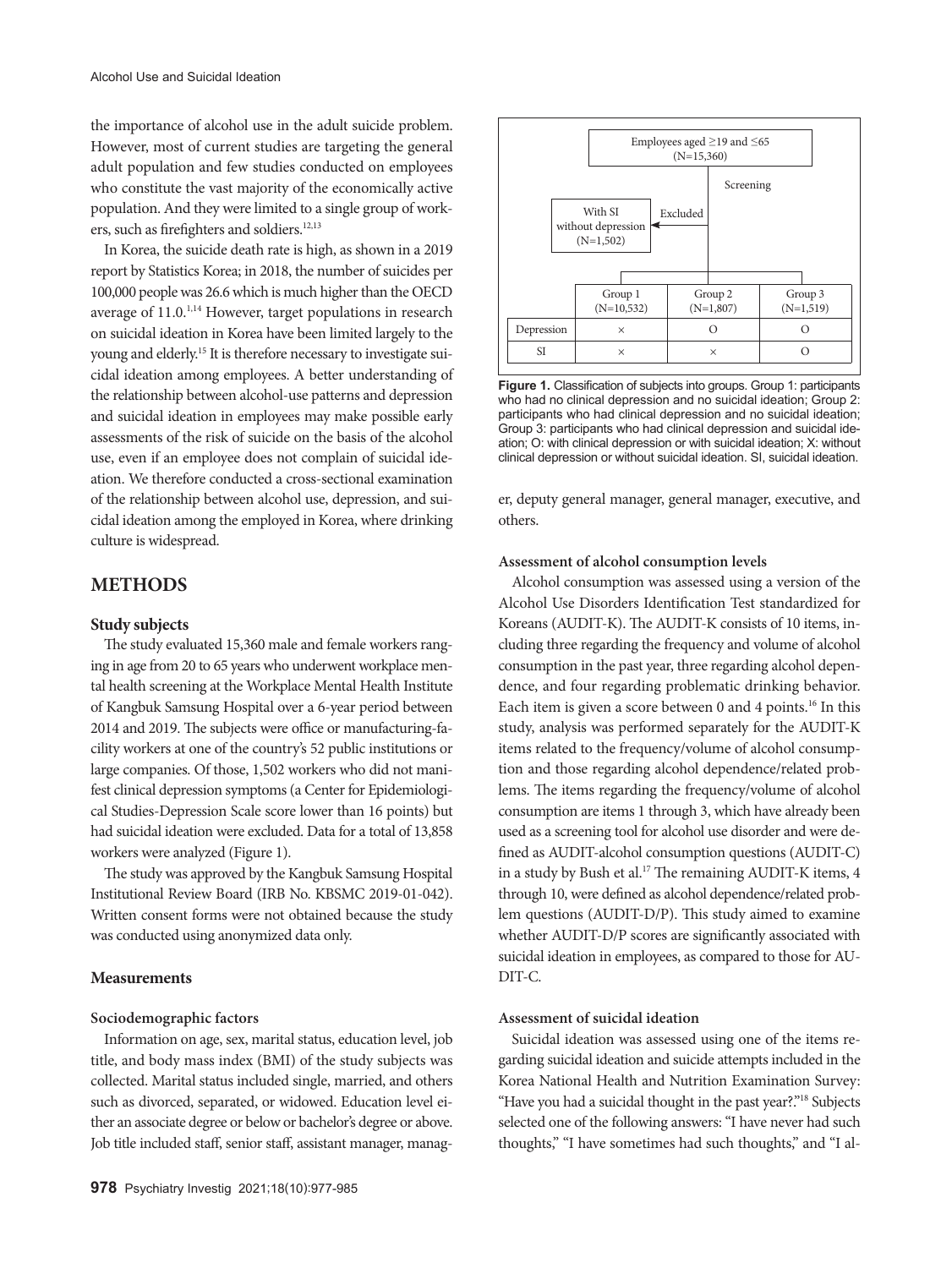the importance of alcohol use in the adult suicide problem. However, most of current studies are targeting the general adult population and few studies conducted on employees who constitute the vast majority of the economically active population. And they were limited to a single group of workers, such as firefighters and soldiers.[12,13]

In Korea, the suicide death rate is high, as shown in a 2019 report by Statistics Korea; in 2018, the number of suicides per 100,000 people was 26.6 which is much higher than the OECD average of 11.0.[1,14] However, target populations in research on suicidal ideation in Korea have been limited largely to the young and elderly.[15] It is therefore necessary to investigate suicidal ideation among employees. A better understanding of the relationship between alcohol-use patterns and depression and suicidal ideation in employees may make possible early assessments of the risk of suicide on the basis of the alcohol use, even if an employee does not complain of suicidal ideation. We therefore conducted a cross-sectional examination of the relationship between alcohol use, depression, and suicidal ideation among the employed in Korea, where drinking culture is widespread.

## METHODS

### Study subjects

The study evaluated 15,360 male and female workers ranging in age from 20 to 65 years who underwent workplace mental health screening at the Workplace Mental Health Institute of Kangbuk Samsung Hospital over a 6-year period between 2014 and 2019. The subjects were office or manufacturing-facility workers at one of the country's 52 public institutions or large companies. Of those, 1,502 workers who did not manifest clinical depression symptoms (a Center for Epidemiological Studies-Depression Scale score lower than 16 points) but had suicidal ideation were excluded. Data for a total of 13,858 workers were analyzed (Figure 1).

The study was approved by the Kangbuk Samsung Hospital Institutional Review Board (IRB No. KBSMC 2019-01-042). Written consent forms were not obtained because the study was conducted using anonymized data only.

### Measurements

#### Sociodemographic factors

Information on age, sex, marital status, education level, job title, and body mass index (BMI) of the study subjects was collected. Marital status included single, married, and others such as divorced, separated, or widowed. Education level either an associate degree or below or bachelor's degree or above. Job title included staff, senior staff, assistant manager, manager, deputy general manager, general manager, executive, and others.

Employees aged ≥19 and ≤65 (N=15,360)

Screening → Excluded: With SI without depression (N=1,502)

| | Group 1 (N=10,532) | Group 2 (N=1,807) | Group 3 (N=1,519) |
|---|---|---|---|
| Depression | × | O | O |
| SI | × | × | O |

**Figure 1.** Classification of subjects into groups. Group 1: participants who had no clinical depression and no suicidal ideation; Group 2: participants who had clinical depression and no suicidal ideation; Group 3: participants who had clinical depression and suicidal ideation; O: with clinical depression or with suicidal ideation; X: without clinical depression or without suicidal ideation. SI, suicidal ideation.

#### Assessment of alcohol consumption levels

Alcohol consumption was assessed using a version of the Alcohol Use Disorders Identification Test standardized for Koreans (AUDIT-K). The AUDIT-K consists of 10 items, including three regarding the frequency and volume of alcohol consumption in the past year, three regarding alcohol dependence, and four regarding problematic drinking behavior. Each item is given a score between 0 and 4 points.[16] In this study, analysis was performed separately for the AUDIT-K items related to the frequency/volume of alcohol consumption and those regarding alcohol dependence/related problems. The items regarding the frequency/volume of alcohol consumption are items 1 through 3, which have already been used as a screening tool for alcohol use disorder and were defined as AUDIT-alcohol consumption questions (AUDIT-C) in a study by Bush et al.[17] The remaining AUDIT-K items, 4 through 10, were defined as alcohol dependence/related problem questions (AUDIT-D/P). This study aimed to examine whether AUDIT-D/P scores are significantly associated with suicidal ideation in employees, as compared to those for AUDIT-C.

#### Assessment of suicidal ideation

Suicidal ideation was assessed using one of the items regarding suicidal ideation and suicide attempts included in the Korea National Health and Nutrition Examination Survey: "Have you had a suicidal thought in the past year?."[18] Subjects selected one of the following answers: "I have never had such thoughts," "I have sometimes had such thoughts," and "I al-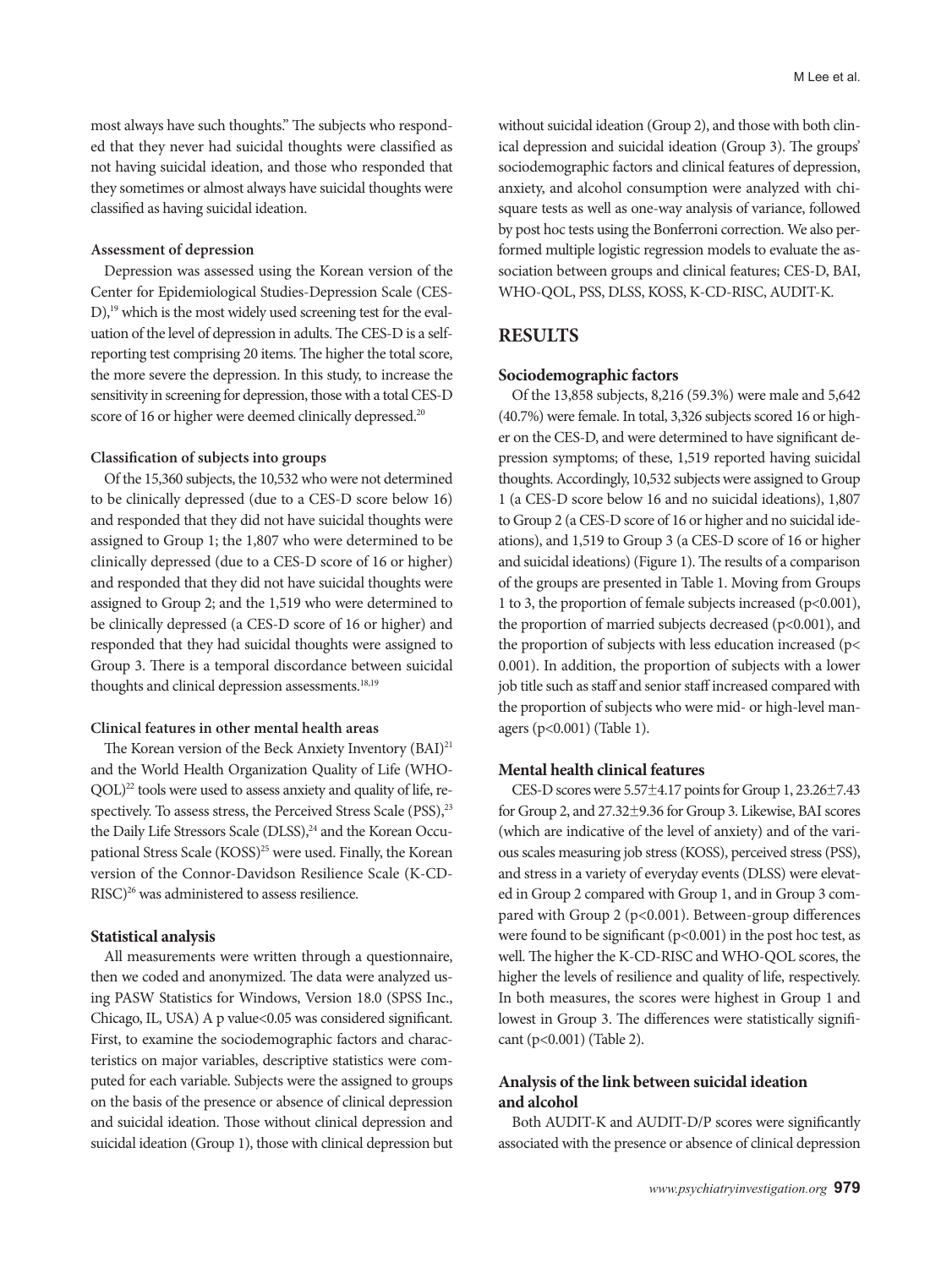most always have such thoughts." The subjects who responded that they never had suicidal thoughts were classified as not having suicidal ideation, and those who responded that they sometimes or almost always have suicidal thoughts were classified as having suicidal ideation.

#### Assessment of depression

Depression was assessed using the Korean version of the Center for Epidemiological Studies-Depression Scale (CES-D),[19] which is the most widely used screening test for the evaluation of the level of depression in adults. The CES-D is a self-reporting test comprising 20 items. The higher the total score, the more severe the depression. In this study, to increase the sensitivity in screening for depression, those with a total CES-D score of 16 or higher were deemed clinically depressed.[20]

#### Classification of subjects into groups

Of the 15,360 subjects, the 10,532 who were not determined to be clinically depressed (due to a CES-D score below 16) and responded that they did not have suicidal thoughts were assigned to Group 1; the 1,807 who were determined to be clinically depressed (due to a CES-D score of 16 or higher) and responded that they did not have suicidal thoughts were assigned to Group 2; and the 1,519 who were determined to be clinically depressed (a CES-D score of 16 or higher) and responded that they had suicidal thoughts were assigned to Group 3. There is a temporal discordance between suicidal thoughts and clinical depression assessments.[18,19]

#### Clinical features in other mental health areas

The Korean version of the Beck Anxiety Inventory (BAI)[21] and the World Health Organization Quality of Life (WHO-QOL)[22] tools were used to assess anxiety and quality of life, respectively. To assess stress, the Perceived Stress Scale (PSS),[23] the Daily Life Stressors Scale (DLSS),[24] and the Korean Occupational Stress Scale (KOSS)[25] were used. Finally, the Korean version of the Connor-Davidson Resilience Scale (K-CD-RISC)[26] was administered to assess resilience.

#### Statistical analysis

All measurements were written through a questionnaire, then we coded and anonymized. The data were analyzed using PASW Statistics for Windows, Version 18.0 (SPSS Inc., Chicago, IL, USA) A p value<0.05 was considered significant. First, to examine the sociodemographic factors and characteristics on major variables, descriptive statistics were computed for each variable. Subjects were the assigned to groups on the basis of the presence or absence of clinical depression and suicidal ideation. Those without clinical depression and suicidal ideation (Group 1), those with clinical depression but without suicidal ideation (Group 2), and those with both clinical depression and suicidal ideation (Group 3). The groups' sociodemographic factors and clinical features of depression, anxiety, and alcohol consumption were analyzed with chi-square tests as well as one-way analysis of variance, followed by post hoc tests using the Bonferroni correction. We also performed multiple logistic regression models to evaluate the association between groups and clinical features; CES-D, BAI, WHO-QOL, PSS, DLSS, KOSS, K-CD-RISC, AUDIT-K.

## RESULTS

#### Sociodemographic factors

Of the 13,858 subjects, 8,216 (59.3%) were male and 5,642 (40.7%) were female. In total, 3,326 subjects scored 16 or higher on the CES-D, and were determined to have significant depression symptoms; of these, 1,519 reported having suicidal thoughts. Accordingly, 10,532 subjects were assigned to Group 1 (a CES-D score below 16 and no suicidal ideations), 1,807 to Group 2 (a CES-D score of 16 or higher and no suicidal ideations), and 1,519 to Group 3 (a CES-D score of 16 or higher and suicidal ideations) (Figure 1). The results of a comparison of the groups are presented in Table 1. Moving from Groups 1 to 3, the proportion of female subjects increased ($p<0.001$), the proportion of married subjects decreased ($p<0.001$), and the proportion of subjects with less education increased ($p<0.001$). In addition, the proportion of subjects with a lower job title such as staff and senior staff increased compared with the proportion of subjects who were mid- or high-level managers ($p<0.001$) (Table 1).

#### Mental health clinical features

CES-D scores were 5.57±4.17 points for Group 1, 23.26±7.43 for Group 2, and 27.32±9.36 for Group 3. Likewise, BAI scores (which are indicative of the level of anxiety) and of the various scales measuring job stress (KOSS), perceived stress (PSS), and stress in a variety of everyday events (DLSS) were elevated in Group 2 compared with Group 1, and in Group 3 compared with Group 2 ($p<0.001$). Between-group differences were found to be significant ($p<0.001$) in the post hoc test, as well. The higher the K-CD-RISC and WHO-QOL scores, the higher the levels of resilience and quality of life, respectively. In both measures, the scores were highest in Group 1 and lowest in Group 3. The differences were statistically significant ($p<0.001$) (Table 2).

#### Analysis of the link between suicidal ideation and alcohol

Both AUDIT-K and AUDIT-D/P scores were significantly associated with the presence or absence of clinical depression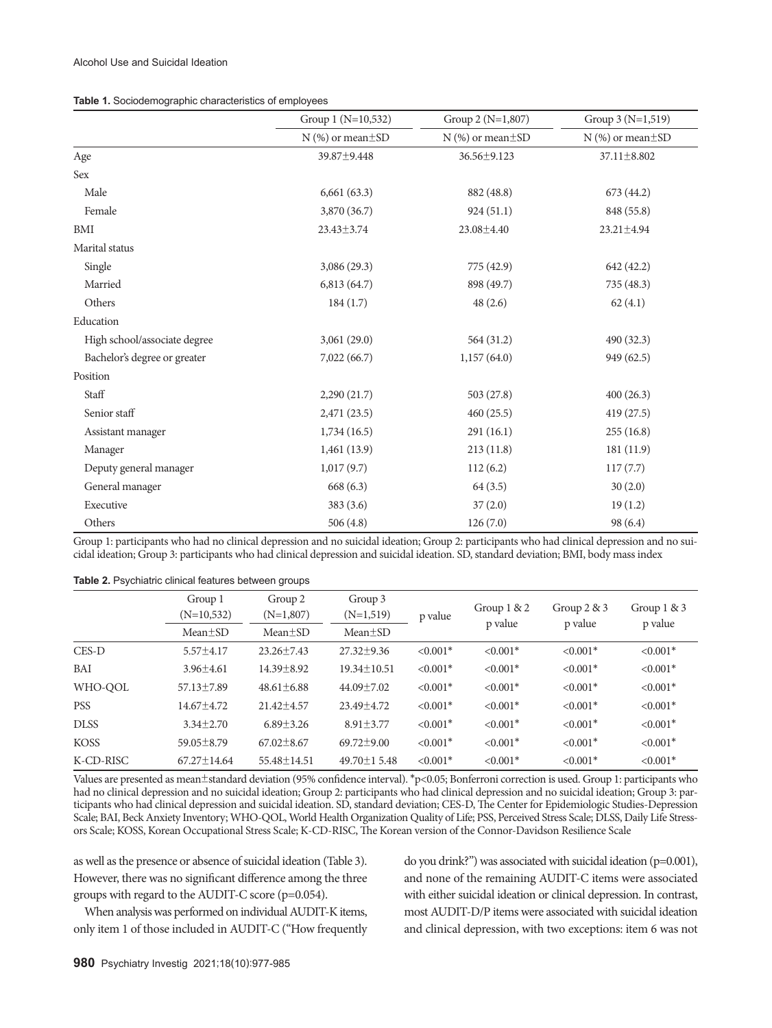**Table 1.** Sociodemographic characteristics of employees

| | Group 1 (N=10,532) | Group 2 (N=1,807) | Group 3 (N=1,519) |
|---|---|---|---|
| | N (%) or mean±SD | N (%) or mean±SD | N (%) or mean±SD |
| Age | 39.87±9.448 | 36.56±9.123 | 37.11±8.802 |
| Sex | | | |
| Male | 6,661 (63.3) | 882 (48.8) | 673 (44.2) |
| Female | 3,870 (36.7) | 924 (51.1) | 848 (55.8) |
| BMI | 23.43±3.74 | 23.08±4.40 | 23.21±4.94 |
| Marital status | | | |
| Single | 3,086 (29.3) | 775 (42.9) | 642 (42.2) |
| Married | 6,813 (64.7) | 898 (49.7) | 735 (48.3) |
| Others | 184 (1.7) | 48 (2.6) | 62 (4.1) |
| Education | | | |
| High school/associate degree | 3,061 (29.0) | 564 (31.2) | 490 (32.3) |
| Bachelor's degree or greater | 7,022 (66.7) | 1,157 (64.0) | 949 (62.5) |
| Position | | | |
| Staff | 2,290 (21.7) | 503 (27.8) | 400 (26.3) |
| Senior staff | 2,471 (23.5) | 460 (25.5) | 419 (27.5) |
| Assistant manager | 1,734 (16.5) | 291 (16.1) | 255 (16.8) |
| Manager | 1,461 (13.9) | 213 (11.8) | 181 (11.9) |
| Deputy general manager | 1,017 (9.7) | 112 (6.2) | 117 (7.7) |
| General manager | 668 (6.3) | 64 (3.5) | 30 (2.0) |
| Executive | 383 (3.6) | 37 (2.0) | 19 (1.2) |
| Others | 506 (4.8) | 126 (7.0) | 98 (6.4) |

Group 1: participants who had no clinical depression and no suicidal ideation; Group 2: participants who had clinical depression and no suicidal ideation; Group 3: participants who had clinical depression and suicidal ideation. SD, standard deviation; BMI, body mass index

**Table 2.** Psychiatric clinical features between groups

| | Group 1 (N=10,532) | Group 2 (N=1,807) | Group 3 (N=1,519) | p value | Group 1 & 2 p value | Group 2 & 3 p value | Group 1 & 3 p value |
|---|---|---|---|---|---|---|---|
| | Mean±SD | Mean±SD | Mean±SD | | | | |
| CES-D | 5.57±4.17 | 23.26±7.43 | 27.32±9.36 | <0.001* | <0.001* | <0.001* | <0.001* |
| BAI | 3.96±4.61 | 14.39±8.92 | 19.34±10.51 | <0.001* | <0.001* | <0.001* | <0.001* |
| WHO-QOL | 57.13±7.89 | 48.61±6.88 | 44.09±7.02 | <0.001* | <0.001* | <0.001* | <0.001* |
| PSS | 14.67±4.72 | 21.42±4.57 | 23.49±4.72 | <0.001* | <0.001* | <0.001* | <0.001* |
| DLSS | 3.34±2.70 | 6.89±3.26 | 8.91±3.77 | <0.001* | <0.001* | <0.001* | <0.001* |
| KOSS | 59.05±8.79 | 67.02±8.67 | 69.72±9.00 | <0.001* | <0.001* | <0.001* | <0.001* |
| K-CD-RISC | 67.27±14.64 | 55.48±14.51 | 49.70±1 5.48 | <0.001* | <0.001* | <0.001* | <0.001* |

Values are presented as mean±standard deviation (95% confidence interval). *p<0.05; Bonferroni correction is used. Group 1: participants who had no clinical depression and no suicidal ideation; Group 2: participants who had clinical depression and no suicidal ideation; Group 3: participants who had clinical depression and suicidal ideation. SD, standard deviation; CES-D, The Center for Epidemiologic Studies-Depression Scale; BAI, Beck Anxiety Inventory; WHO-QOL, World Health Organization Quality of Life; PSS, Perceived Stress Scale; DLSS, Daily Life Stressors Scale; KOSS, Korean Occupational Stress Scale; K-CD-RISC, The Korean version of the Connor-Davidson Resilience Scale

as well as the presence or absence of suicidal ideation (Table 3). However, there was no significant difference among the three groups with regard to the AUDIT-C score (p=0.054).

When analysis was performed on individual AUDIT-K items, only item 1 of those included in AUDIT-C ("How frequently do you drink?") was associated with suicidal ideation (p=0.001), and none of the remaining AUDIT-C items were associated with either suicidal ideation or clinical depression. In contrast, most AUDIT-D/P items were associated with suicidal ideation and clinical depression, with two exceptions: item 6 was not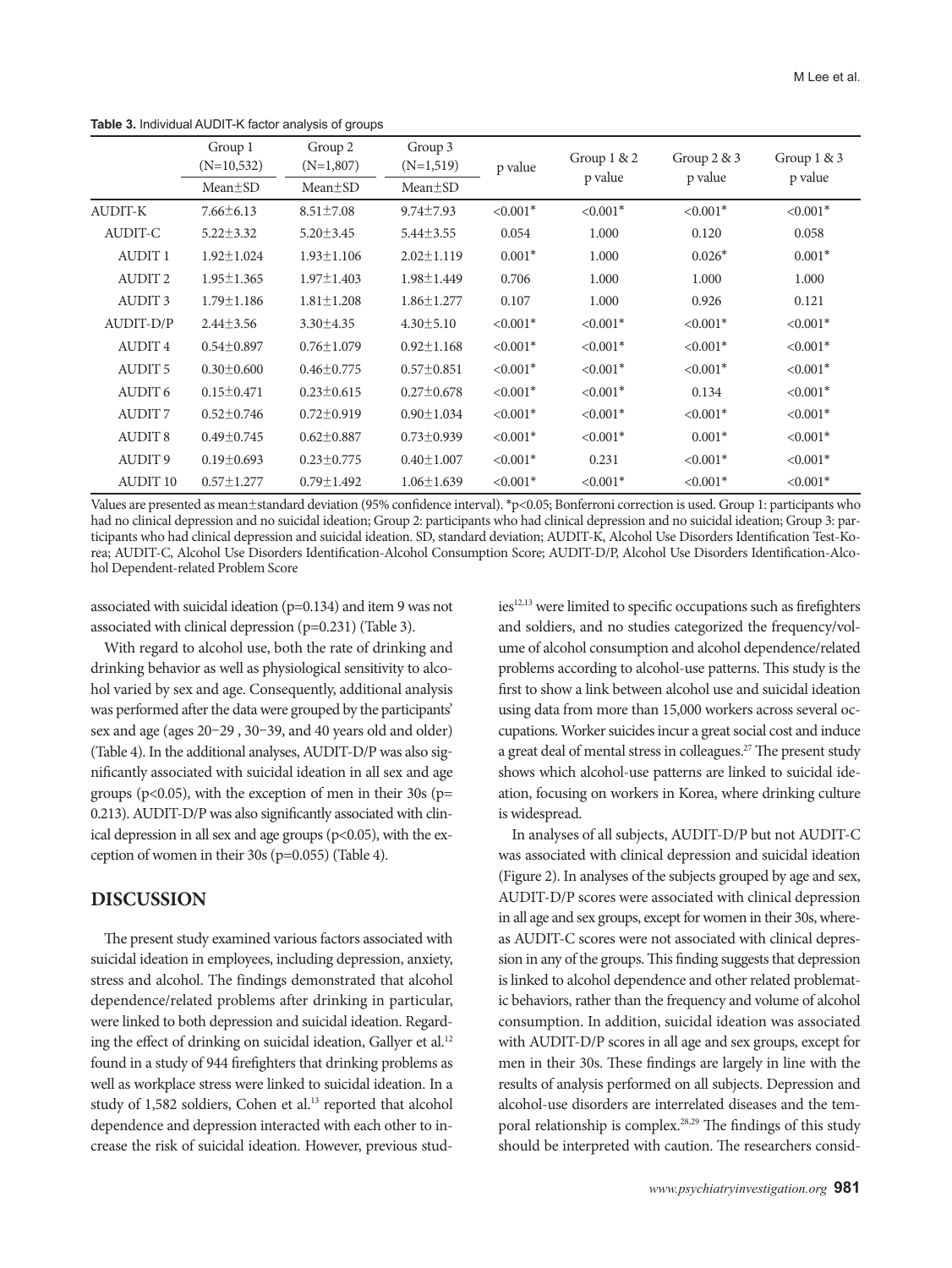**Table 3.** Individual AUDIT-K factor analysis of groups

| | Group 1 (N=10,532) | Group 2 (N=1,807) | Group 3 (N=1,519) | p value | Group 1 & 2 p value | Group 2 & 3 p value | Group 1 & 3 p value |
|---|---|---|---|---|---|---|---|
| | Mean±SD | Mean±SD | Mean±SD | | | | |
| AUDIT-K | 7.66±6.13 | 8.51±7.08 | 9.74±7.93 | <0.001* | <0.001* | <0.001* | <0.001* |
| AUDIT-C | 5.22±3.32 | 5.20±3.45 | 5.44±3.55 | 0.054 | 1.000 | 0.120 | 0.058 |
| AUDIT 1 | 1.92±1.024 | 1.93±1.106 | 2.02±1.119 | 0.001* | 1.000 | 0.026* | 0.001* |
| AUDIT 2 | 1.95±1.365 | 1.97±1.403 | 1.98±1.449 | 0.706 | 1.000 | 1.000 | 1.000 |
| AUDIT 3 | 1.79±1.186 | 1.81±1.208 | 1.86±1.277 | 0.107 | 1.000 | 0.926 | 0.121 |
| AUDIT-D/P | 2.44±3.56 | 3.30±4.35 | 4.30±5.10 | <0.001* | <0.001* | <0.001* | <0.001* |
| AUDIT 4 | 0.54±0.897 | 0.76±1.079 | 0.92±1.168 | <0.001* | <0.001* | <0.001* | <0.001* |
| AUDIT 5 | 0.30±0.600 | 0.46±0.775 | 0.57±0.851 | <0.001* | <0.001* | <0.001* | <0.001* |
| AUDIT 6 | 0.15±0.471 | 0.23±0.615 | 0.27±0.678 | <0.001* | <0.001* | 0.134 | <0.001* |
| AUDIT 7 | 0.52±0.746 | 0.72±0.919 | 0.90±1.034 | <0.001* | <0.001* | <0.001* | <0.001* |
| AUDIT 8 | 0.49±0.745 | 0.62±0.887 | 0.73±0.939 | <0.001* | <0.001* | 0.001* | <0.001* |
| AUDIT 9 | 0.19±0.693 | 0.23±0.775 | 0.40±1.007 | <0.001* | 0.231 | <0.001* | <0.001* |
| AUDIT 10 | 0.57±1.277 | 0.79±1.492 | 1.06±1.639 | <0.001* | <0.001* | <0.001* | <0.001* |

Values are presented as mean±standard deviation (95% confidence interval). *p<0.05; Bonferroni correction is used. Group 1: participants who had no clinical depression and no suicidal ideation; Group 2: participants who had clinical depression and no suicidal ideation; Group 3: participants who had clinical depression and suicidal ideation. SD, standard deviation; AUDIT-K, Alcohol Use Disorders Identification Test-Korea; AUDIT-C, Alcohol Use Disorders Identification-Alcohol Consumption Score; AUDIT-D/P, Alcohol Use Disorders Identification-Alcohol Dependent-related Problem Score

associated with suicidal ideation (p=0.134) and item 9 was not associated with clinical depression (p=0.231) (Table 3).

With regard to alcohol use, both the rate of drinking and drinking behavior as well as physiological sensitivity to alcohol varied by sex and age. Consequently, additional analysis was performed after the data were grouped by the participants' sex and age (ages 20−29 , 30−39, and 40 years old and older) (Table 4). In the additional analyses, AUDIT-D/P was also significantly associated with suicidal ideation in all sex and age groups (p<0.05), with the exception of men in their 30s (p=0.213). AUDIT-D/P was also significantly associated with clinical depression in all sex and age groups (p<0.05), with the exception of women in their 30s (p=0.055) (Table 4).

## DISCUSSION

The present study examined various factors associated with suicidal ideation in employees, including depression, anxiety, stress and alcohol. The findings demonstrated that alcohol dependence/related problems after drinking in particular, were linked to both depression and suicidal ideation. Regarding the effect of drinking on suicidal ideation, Gallyer et al.[12] found in a study of 944 firefighters that drinking problems as well as workplace stress were linked to suicidal ideation. In a study of 1,582 soldiers, Cohen et al.[13] reported that alcohol dependence and depression interacted with each other to increase the risk of suicidal ideation. However, previous studies[12,13] were limited to specific occupations such as firefighters and soldiers, and no studies categorized the frequency/volume of alcohol consumption and alcohol dependence/related problems according to alcohol-use patterns. This study is the first to show a link between alcohol use and suicidal ideation using data from more than 15,000 workers across several occupations. Worker suicides incur a great social cost and induce a great deal of mental stress in colleagues.[27] The present study shows which alcohol-use patterns are linked to suicidal ideation, focusing on workers in Korea, where drinking culture is widespread.

In analyses of all subjects, AUDIT-D/P but not AUDIT-C was associated with clinical depression and suicidal ideation (Figure 2). In analyses of the subjects grouped by age and sex, AUDIT-D/P scores were associated with clinical depression in all age and sex groups, except for women in their 30s, whereas AUDIT-C scores were not associated with clinical depression in any of the groups. This finding suggests that depression is linked to alcohol dependence and other related problematic behaviors, rather than the frequency and volume of alcohol consumption. In addition, suicidal ideation was associated with AUDIT-D/P scores in all age and sex groups, except for men in their 30s. These findings are largely in line with the results of analysis performed on all subjects. Depression and alcohol-use disorders are interrelated diseases and the temporal relationship is complex.[28,29] The findings of this study should be interpreted with caution. The researchers consid-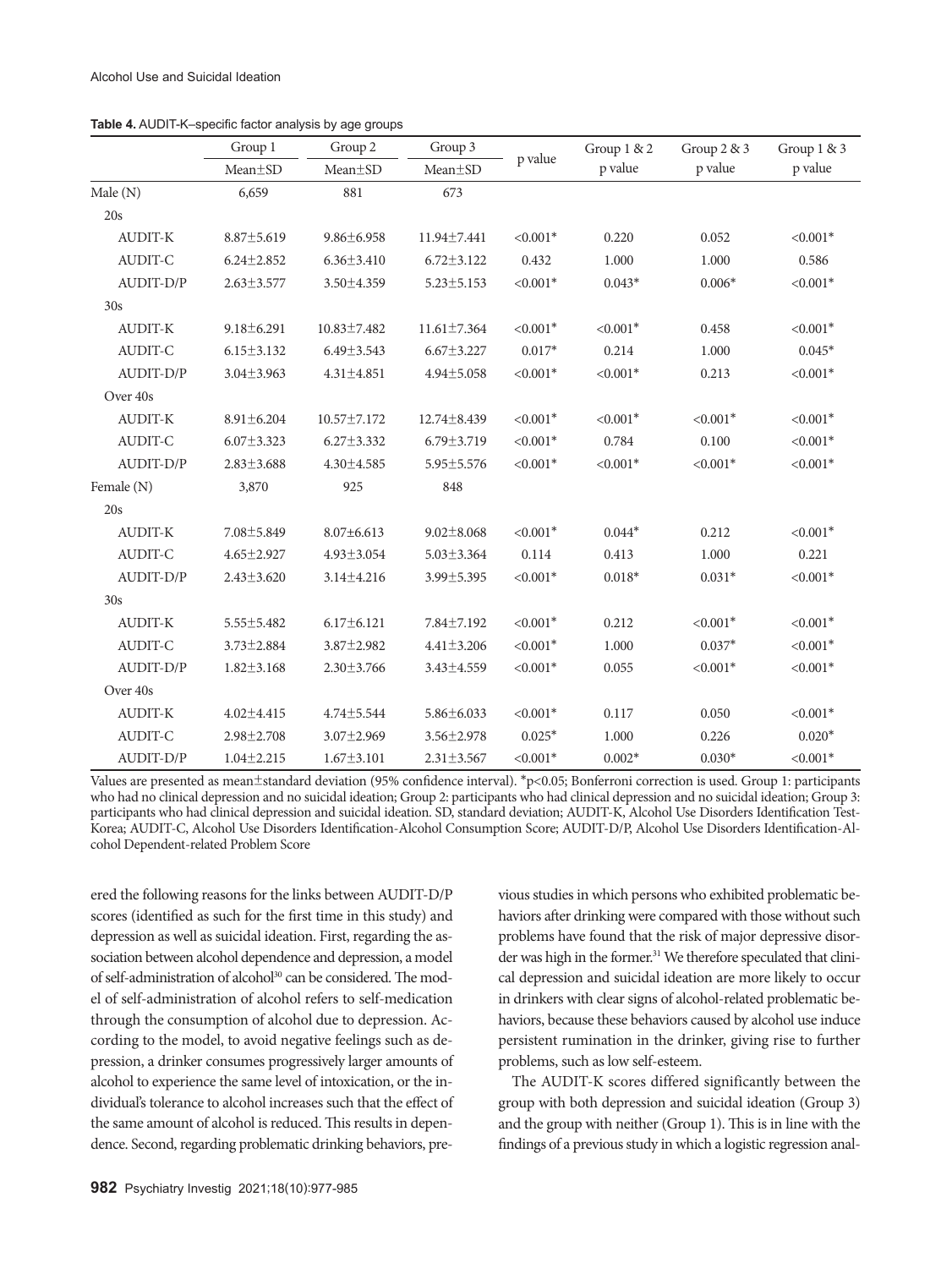**Table 4.** AUDIT-K–specific factor analysis by age groups

| | Group 1 | Group 2 | Group 3 | p value | Group 1 & 2 | Group 2 & 3 | Group 1 & 3 |
|---|---|---|---|---|---|---|---|
| | Mean±SD | Mean±SD | Mean±SD | | p value | p value | p value |
| Male (N) | 6,659 | 881 | 673 | | | | |
| 20s | | | | | | | |
| AUDIT-K | 8.87±5.619 | 9.86±6.958 | 11.94±7.441 | <0.001* | 0.220 | 0.052 | <0.001* |
| AUDIT-C | 6.24±2.852 | 6.36±3.410 | 6.72±3.122 | 0.432 | 1.000 | 1.000 | 0.586 |
| AUDIT-D/P | 2.63±3.577 | 3.50±4.359 | 5.23±5.153 | <0.001* | 0.043* | 0.006* | <0.001* |
| 30s | | | | | | | |
| AUDIT-K | 9.18±6.291 | 10.83±7.482 | 11.61±7.364 | <0.001* | <0.001* | 0.458 | <0.001* |
| AUDIT-C | 6.15±3.132 | 6.49±3.543 | 6.67±3.227 | 0.017* | 0.214 | 1.000 | 0.045* |
| AUDIT-D/P | 3.04±3.963 | 4.31±4.851 | 4.94±5.058 | <0.001* | <0.001* | 0.213 | <0.001* |
| Over 40s | | | | | | | |
| AUDIT-K | 8.91±6.204 | 10.57±7.172 | 12.74±8.439 | <0.001* | <0.001* | <0.001* | <0.001* |
| AUDIT-C | 6.07±3.323 | 6.27±3.332 | 6.79±3.719 | <0.001* | 0.784 | 0.100 | <0.001* |
| AUDIT-D/P | 2.83±3.688 | 4.30±4.585 | 5.95±5.576 | <0.001* | <0.001* | <0.001* | <0.001* |
| Female (N) | 3,870 | 925 | 848 | | | | |
| 20s | | | | | | | |
| AUDIT-K | 7.08±5.849 | 8.07±6.613 | 9.02±8.068 | <0.001* | 0.044* | 0.212 | <0.001* |
| AUDIT-C | 4.65±2.927 | 4.93±3.054 | 5.03±3.364 | 0.114 | 0.413 | 1.000 | 0.221 |
| AUDIT-D/P | 2.43±3.620 | 3.14±4.216 | 3.99±5.395 | <0.001* | 0.018* | 0.031* | <0.001* |
| 30s | | | | | | | |
| AUDIT-K | 5.55±5.482 | 6.17±6.121 | 7.84±7.192 | <0.001* | 0.212 | <0.001* | <0.001* |
| AUDIT-C | 3.73±2.884 | 3.87±2.982 | 4.41±3.206 | <0.001* | 1.000 | 0.037* | <0.001* |
| AUDIT-D/P | 1.82±3.168 | 2.30±3.766 | 3.43±4.559 | <0.001* | 0.055 | <0.001* | <0.001* |
| Over 40s | | | | | | | |
| AUDIT-K | 4.02±4.415 | 4.74±5.544 | 5.86±6.033 | <0.001* | 0.117 | 0.050 | <0.001* |
| AUDIT-C | 2.98±2.708 | 3.07±2.969 | 3.56±2.978 | 0.025* | 1.000 | 0.226 | 0.020* |
| AUDIT-D/P | 1.04±2.215 | 1.67±3.101 | 2.31±3.567 | <0.001* | 0.002* | 0.030* | <0.001* |

Values are presented as mean±standard deviation (95% confidence interval). *p<0.05; Bonferroni correction is used. Group 1: participants who had no clinical depression and no suicidal ideation; Group 2: participants who had clinical depression and no suicidal ideation; Group 3: participants who had clinical depression and suicidal ideation. SD, standard deviation; AUDIT-K, Alcohol Use Disorders Identification Test-Korea; AUDIT-C, Alcohol Use Disorders Identification-Alcohol Consumption Score; AUDIT-D/P, Alcohol Use Disorders Identification-Alcohol Dependent-related Problem Score

ered the following reasons for the links between AUDIT-D/P scores (identified as such for the first time in this study) and depression as well as suicidal ideation. First, regarding the association between alcohol dependence and depression, a model of self-administration of alcohol[30] can be considered. The model of self-administration of alcohol refers to self-medication through the consumption of alcohol due to depression. According to the model, to avoid negative feelings such as depression, a drinker consumes progressively larger amounts of alcohol to experience the same level of intoxication, or the individual's tolerance to alcohol increases such that the effect of the same amount of alcohol is reduced. This results in dependence. Second, regarding problematic drinking behaviors, previous studies in which persons who exhibited problematic behaviors after drinking were compared with those without such problems have found that the risk of major depressive disorder was high in the former.[31] We therefore speculated that clinical depression and suicidal ideation are more likely to occur in drinkers with clear signs of alcohol-related problematic behaviors, because these behaviors caused by alcohol use induce persistent rumination in the drinker, giving rise to further problems, such as low self-esteem.

The AUDIT-K scores differed significantly between the group with both depression and suicidal ideation (Group 3) and the group with neither (Group 1). This is in line with the findings of a previous study in which a logistic regression anal-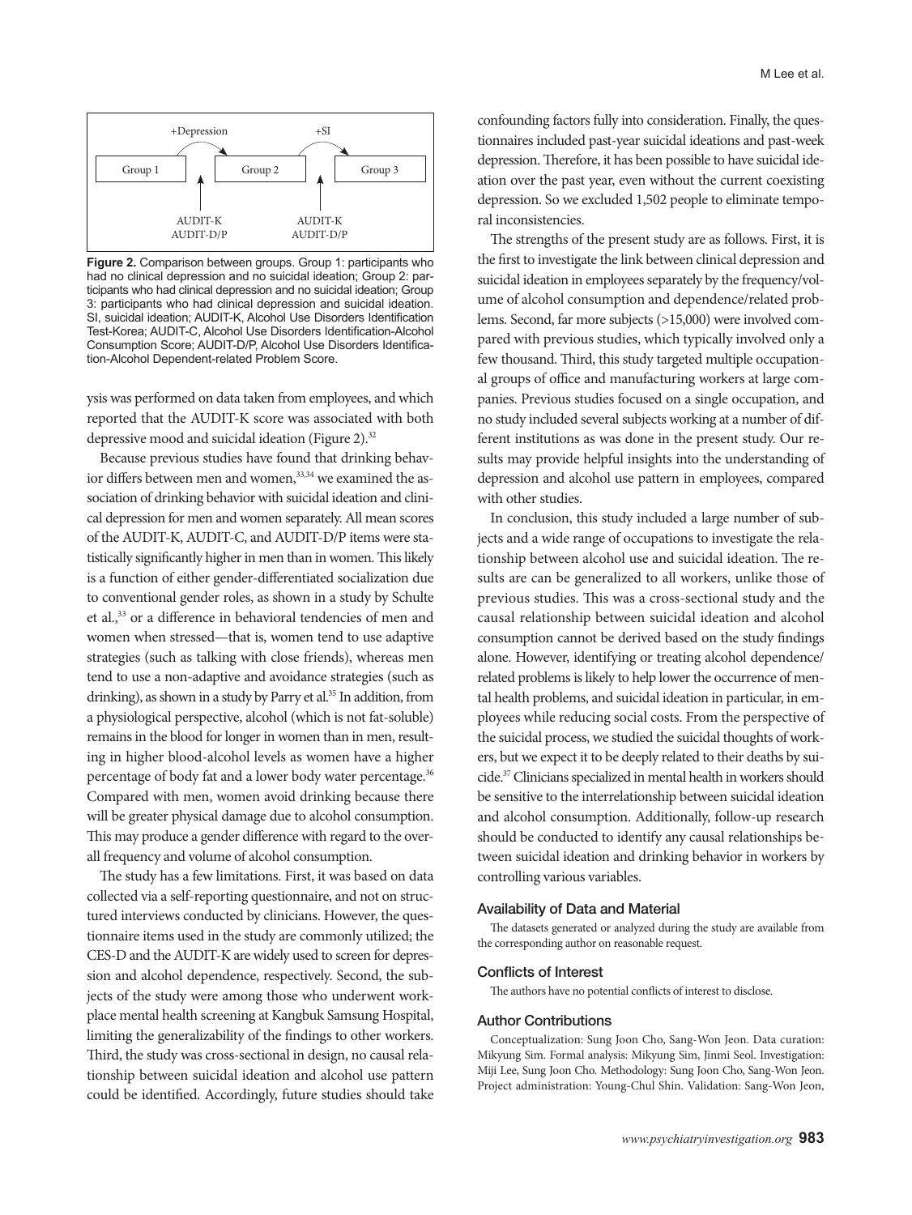Group 1 —(+Depression)→ Group 2 —(+SI)→ Group 3

AUDIT-K, AUDIT-D/P (between Group 1 and Group 2); AUDIT-K, AUDIT-D/P (between Group 2 and Group 3)

**Figure 2.** Comparison between groups. Group 1: participants who had no clinical depression and no suicidal ideation; Group 2: participants who had clinical depression and no suicidal ideation; Group 3: participants who had clinical depression and suicidal ideation. SI, suicidal ideation; AUDIT-K, Alcohol Use Disorders Identification Test-Korea; AUDIT-C, Alcohol Use Disorders Identification-Alcohol Consumption Score; AUDIT-D/P, Alcohol Use Disorders Identification-Alcohol Dependent-related Problem Score.

ysis was performed on data taken from employees, and which reported that the AUDIT-K score was associated with both depressive mood and suicidal ideation (Figure 2).[32]

Because previous studies have found that drinking behavior differs between men and women,[33,34] we examined the association of drinking behavior with suicidal ideation and clinical depression for men and women separately. All mean scores of the AUDIT-K, AUDIT-C, and AUDIT-D/P items were statistically significantly higher in men than in women. This likely is a function of either gender-differentiated socialization due to conventional gender roles, as shown in a study by Schulte et al.,[33] or a difference in behavioral tendencies of men and women when stressed—that is, women tend to use adaptive strategies (such as talking with close friends), whereas men tend to use a non-adaptive and avoidance strategies (such as drinking), as shown in a study by Parry et al.[35] In addition, from a physiological perspective, alcohol (which is not fat-soluble) remains in the blood for longer in women than in men, resulting in higher blood-alcohol levels as women have a higher percentage of body fat and a lower body water percentage.[36] Compared with men, women avoid drinking because there will be greater physical damage due to alcohol consumption. This may produce a gender difference with regard to the overall frequency and volume of alcohol consumption.

The study has a few limitations. First, it was based on data collected via a self-reporting questionnaire, and not on structured interviews conducted by clinicians. However, the questionnaire items used in the study are commonly utilized; the CES-D and the AUDIT-K are widely used to screen for depression and alcohol dependence, respectively. Second, the subjects of the study were among those who underwent workplace mental health screening at Kangbuk Samsung Hospital, limiting the generalizability of the findings to other workers. Third, the study was cross-sectional in design, no causal relationship between suicidal ideation and alcohol use pattern could be identified. Accordingly, future studies should take confounding factors fully into consideration. Finally, the questionnaires included past-year suicidal ideations and past-week depression. Therefore, it has been possible to have suicidal ideation over the past year, even without the current coexisting depression. So we excluded 1,502 people to eliminate temporal inconsistencies.

The strengths of the present study are as follows. First, it is the first to investigate the link between clinical depression and suicidal ideation in employees separately by the frequency/volume of alcohol consumption and dependence/related problems. Second, far more subjects (>15,000) were involved compared with previous studies, which typically involved only a few thousand. Third, this study targeted multiple occupational groups of office and manufacturing workers at large companies. Previous studies focused on a single occupation, and no study included several subjects working at a number of different institutions as was done in the present study. Our results may provide helpful insights into the understanding of depression and alcohol use pattern in employees, compared with other studies.

In conclusion, this study included a large number of subjects and a wide range of occupations to investigate the relationship between alcohol use and suicidal ideation. The results are can be generalized to all workers, unlike those of previous studies. This was a cross-sectional study and the causal relationship between suicidal ideation and alcohol consumption cannot be derived based on the study findings alone. However, identifying or treating alcohol dependence/related problems is likely to help lower the occurrence of mental health problems, and suicidal ideation in particular, in employees while reducing social costs. From the perspective of the suicidal process, we studied the suicidal thoughts of workers, but we expect it to be deeply related to their deaths by suicide.[37] Clinicians specialized in mental health in workers should be sensitive to the interrelationship between suicidal ideation and alcohol consumption. Additionally, follow-up research should be conducted to identify any causal relationships between suicidal ideation and drinking behavior in workers by controlling various variables.

## Availability of Data and Material

The datasets generated or analyzed during the study are available from the corresponding author on reasonable request.

## Conflicts of Interest

The authors have no potential conflicts of interest to disclose.

## Author Contributions

Conceptualization: Sung Joon Cho, Sang-Won Jeon. Data curation: Mikyung Sim. Formal analysis: Mikyung Sim, Jinmi Seol. Investigation: Miji Lee, Sung Joon Cho. Methodology: Sung Joon Cho, Sang-Won Jeon. Project administration: Young-Chul Shin. Validation: Sang-Won Jeon,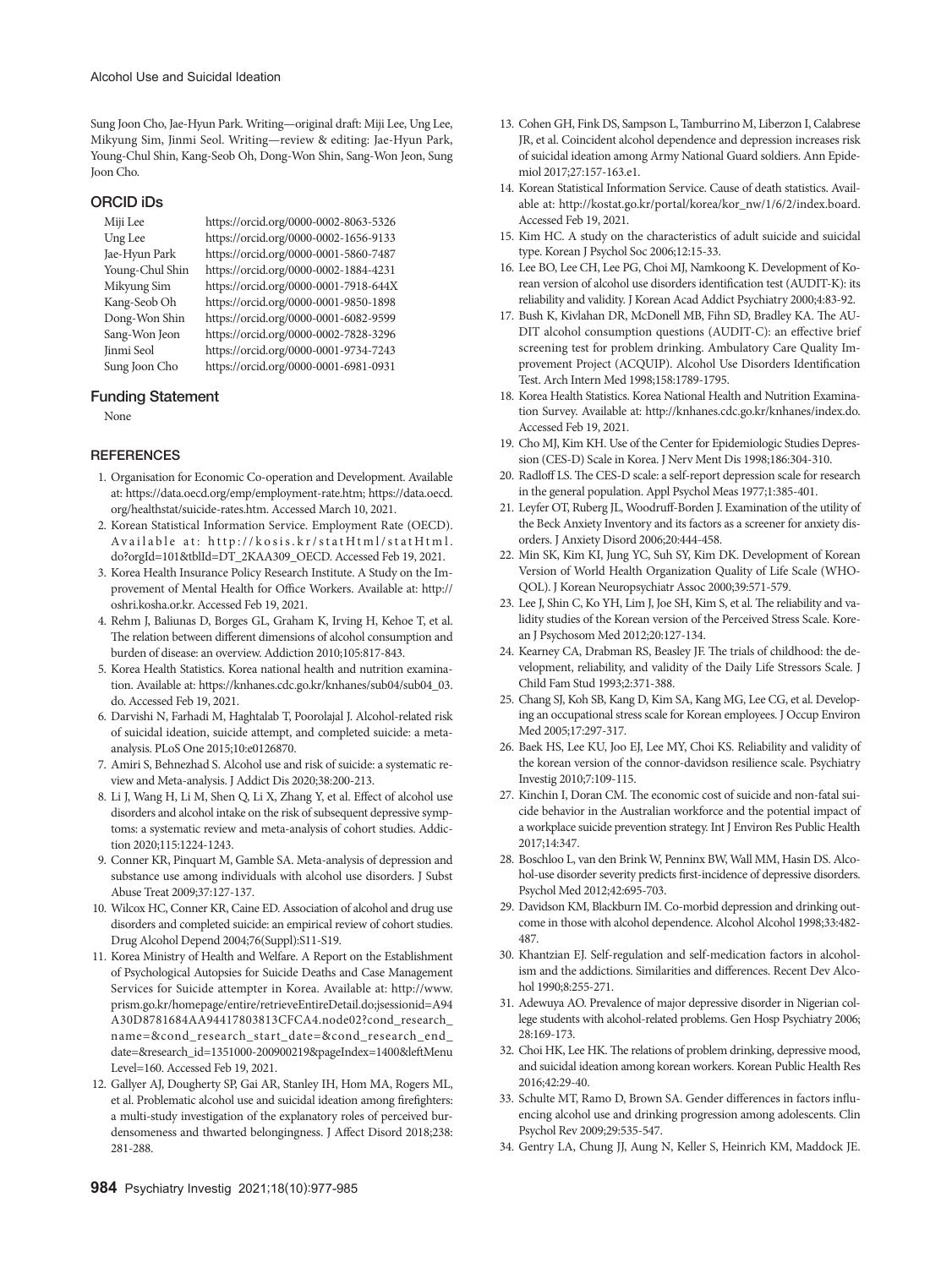Sung Joon Cho, Jae-Hyun Park. Writing—original draft: Miji Lee, Ung Lee, Mikyung Sim, Jinmi Seol. Writing—review & editing: Jae-Hyun Park, Young-Chul Shin, Kang-Seob Oh, Dong-Won Shin, Sang-Won Jeon, Sung Joon Cho.

## ORCID iDs

| | |
|---|---|
| Miji Lee | https://orcid.org/0000-0002-8063-5326 |
| Ung Lee | https://orcid.org/0000-0002-1656-9133 |
| Jae-Hyun Park | https://orcid.org/0000-0001-5860-7487 |
| Young-Chul Shin | https://orcid.org/0000-0002-1884-4231 |
| Mikyung Sim | https://orcid.org/0000-0001-7918-644X |
| Kang-Seob Oh | https://orcid.org/0000-0001-9850-1898 |
| Dong-Won Shin | https://orcid.org/0000-0001-6082-9599 |
| Sang-Won Jeon | https://orcid.org/0000-0002-7828-3296 |
| Jinmi Seol | https://orcid.org/0000-0001-9734-7243 |
| Sung Joon Cho | https://orcid.org/0000-0001-6981-0931 |

## Funding Statement

None

## REFERENCES

1. Organisation for Economic Co-operation and Development. Available at: https://data.oecd.org/emp/employment-rate.htm; https://data.oecd.org/healthstat/suicide-rates.htm. Accessed March 10, 2021.
2. Korean Statistical Information Service. Employment Rate (OECD). Available at: http://kosis.kr/statHtml/statHtml.do?orgId=101&tblId=DT_2KAA309_OECD. Accessed Feb 19, 2021.
3. Korea Health Insurance Policy Research Institute. A Study on the Improvement of Mental Health for Office Workers. Available at: http://oshri.kosha.or.kr. Accessed Feb 19, 2021.
4. Rehm J, Baliunas D, Borges GL, Graham K, Irving H, Kehoe T, et al. The relation between different dimensions of alcohol consumption and burden of disease: an overview. Addiction 2010;105:817-843.
5. Korea Health Statistics. Korea national health and nutrition examination. Available at: https://knhanes.cdc.go.kr/knhanes/sub04/sub04_03.do. Accessed Feb 19, 2021.
6. Darvishi N, Farhadi M, Haghtalab T, Poorolajal J. Alcohol-related risk of suicidal ideation, suicide attempt, and completed suicide: a meta-analysis. PLoS One 2015;10:e0126870.
7. Amiri S, Behnezhad S. Alcohol use and risk of suicide: a systematic review and Meta-analysis. J Addict Dis 2020;38:200-213.
8. Li J, Wang H, Li M, Shen Q, Li X, Zhang Y, et al. Effect of alcohol use disorders and alcohol intake on the risk of subsequent depressive symptoms: a systematic review and meta-analysis of cohort studies. Addiction 2020;115:1224-1243.
9. Conner KR, Pinquart M, Gamble SA. Meta-analysis of depression and substance use among individuals with alcohol use disorders. J Subst Abuse Treat 2009;37:127-137.
10. Wilcox HC, Conner KR, Caine ED. Association of alcohol and drug use disorders and completed suicide: an empirical review of cohort studies. Drug Alcohol Depend 2004;76(Suppl):S11-S19.
11. Korea Ministry of Health and Welfare. A Report on the Establishment of Psychological Autopsies for Suicide Deaths and Case Management Services for Suicide attempter in Korea. Available at: http://www.prism.go.kr/homepage/entire/retrieveEntireDetail.do;jsessionid=A94A30D8781684AA94417803813CFCA4.node02?cond_research_name=&cond_research_start_date=&cond_research_end_date=&research_id=1351000-200900219&pageIndex=1400&leftMenuLevel=160. Accessed Feb 19, 2021.
12. Gallyer AJ, Dougherty SP, Gai AR, Stanley IH, Hom MA, Rogers ML, et al. Problematic alcohol use and suicidal ideation among firefighters: a multi-study investigation of the explanatory roles of perceived burdensomeness and thwarted belongingness. J Affect Disord 2018;238:281-288.
13. Cohen GH, Fink DS, Sampson L, Tamburrino M, Liberzon I, Calabrese JR, et al. Coincident alcohol dependence and depression increases risk of suicidal ideation among Army National Guard soldiers. Ann Epidemiol 2017;27:157-163.e1.
14. Korean Statistical Information Service. Cause of death statistics. Available at: http://kostat.go.kr/portal/korea/kor_nw/1/6/2/index.board. Accessed Feb 19, 2021.
15. Kim HC. A study on the characteristics of adult suicide and suicidal type. Korean J Psychol Soc 2006;12:15-33.
16. Lee BO, Lee CH, Lee PG, Choi MJ, Namkoong K. Development of Korean version of alcohol use disorders identification test (AUDIT-K): its reliability and validity. J Korean Acad Addict Psychiatry 2000;4:83-92.
17. Bush K, Kivlahan DR, McDonell MB, Fihn SD, Bradley KA. The AUDIT alcohol consumption questions (AUDIT-C): an effective brief screening test for problem drinking. Ambulatory Care Quality Improvement Project (ACQUIP). Alcohol Use Disorders Identification Test. Arch Intern Med 1998;158:1789-1795.
18. Korea Health Statistics. Korea National Health and Nutrition Examination Survey. Available at: http://knhanes.cdc.go.kr/knhanes/index.do. Accessed Feb 19, 2021.
19. Cho MJ, Kim KH. Use of the Center for Epidemiologic Studies Depression (CES-D) Scale in Korea. J Nerv Ment Dis 1998;186:304-310.
20. Radloff LS. The CES-D scale: a self-report depression scale for research in the general population. Appl Psychol Meas 1977;1:385-401.
21. Leyfer OT, Ruberg JL, Woodruff-Borden J. Examination of the utility of the Beck Anxiety Inventory and its factors as a screener for anxiety disorders. J Anxiety Disord 2006;20:444-458.
22. Min SK, Kim KI, Jung YC, Suh SY, Kim DK. Development of Korean Version of World Health Organization Quality of Life Scale (WHO-QOL). J Korean Neuropsychiatr Assoc 2000;39:571-579.
23. Lee J, Shin C, Ko YH, Lim J, Joe SH, Kim S, et al. The reliability and validity studies of the Korean version of the Perceived Stress Scale. Korean J Psychosom Med 2012;20:127-134.
24. Kearney CA, Drabman RS, Beasley JF. The trials of childhood: the development, reliability, and validity of the Daily Life Stressors Scale. J Child Fam Stud 1993;2:371-388.
25. Chang SJ, Koh SB, Kang D, Kim SA, Kang MG, Lee CG, et al. Developing an occupational stress scale for Korean employees. J Occup Environ Med 2005;17:297-317.
26. Baek HS, Lee KU, Joo EJ, Lee MY, Choi KS. Reliability and validity of the korean version of the connor-davidson resilience scale. Psychiatry Investig 2010;7:109-115.
27. Kinchin I, Doran CM. The economic cost of suicide and non-fatal suicide behavior in the Australian workforce and the potential impact of a workplace suicide prevention strategy. Int J Environ Res Public Health 2017;14:347.
28. Boschloo L, van den Brink W, Penninx BW, Wall MM, Hasin DS. Alcohol-use disorder severity predicts first-incidence of depressive disorders. Psychol Med 2012;42:695-703.
29. Davidson KM, Blackburn IM. Co-morbid depression and drinking outcome in those with alcohol dependence. Alcohol Alcohol 1998;33:482-487.
30. Khantzian EJ. Self-regulation and self-medication factors in alcoholism and the addictions. Similarities and differences. Recent Dev Alcohol 1990;8:255-271.
31. Adewuya AO. Prevalence of major depressive disorder in Nigerian college students with alcohol-related problems. Gen Hosp Psychiatry 2006;28:169-173.
32. Choi HK, Lee HK. The relations of problem drinking, depressive mood, and suicidal ideation among korean workers. Korean Public Health Res 2016;42:29-40.
33. Schulte MT, Ramo D, Brown SA. Gender differences in factors influencing alcohol use and drinking progression among adolescents. Clin Psychol Rev 2009;29:535-547.
34. Gentry LA, Chung JJ, Aung N, Keller S, Heinrich KM, Maddock JE.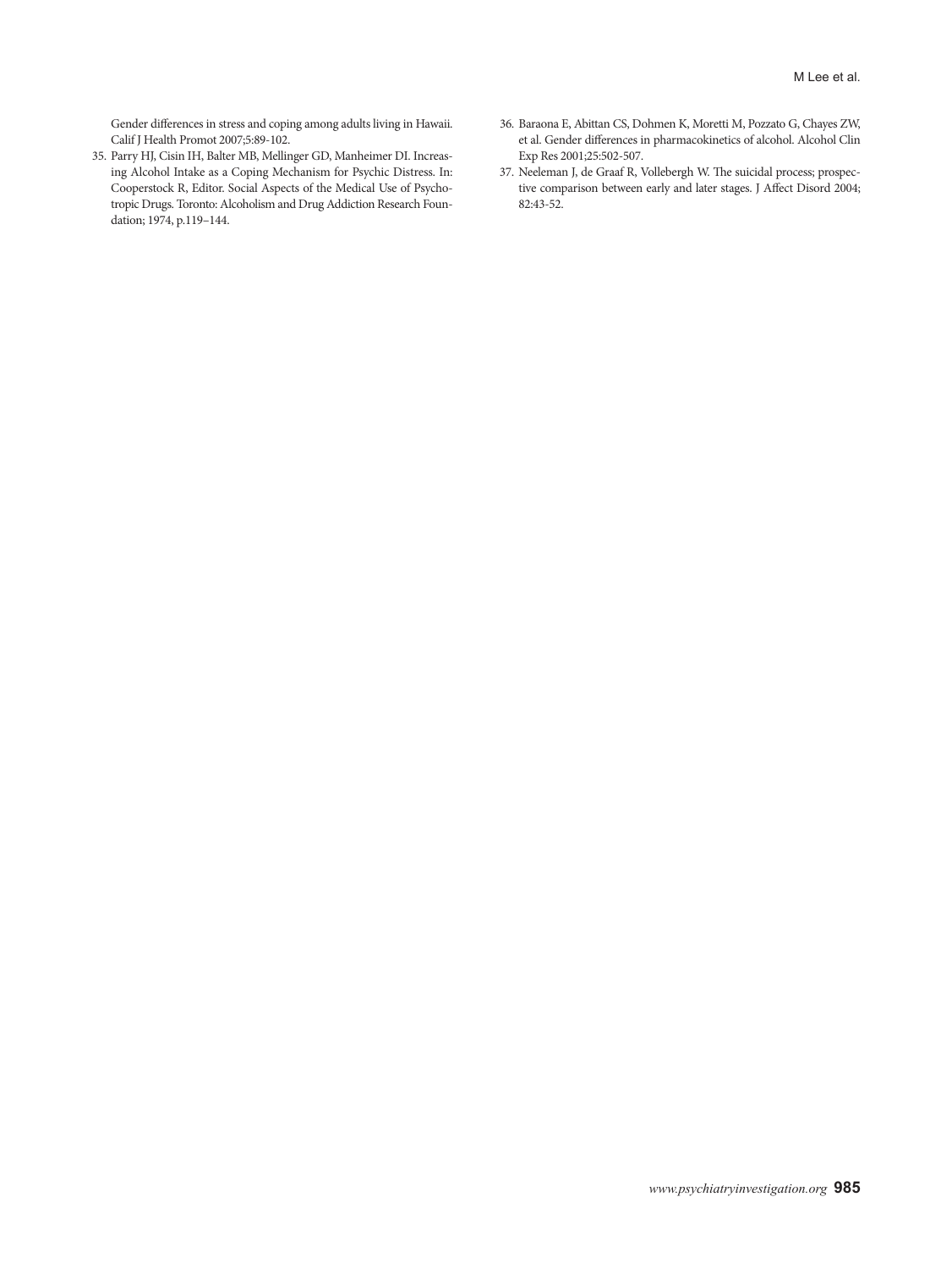Gender differences in stress and coping among adults living in Hawaii. Calif J Health Promot 2007;5:89-102.

35. Parry HJ, Cisin IH, Balter MB, Mellinger GD, Manheimer DI. Increasing Alcohol Intake as a Coping Mechanism for Psychic Distress. In: Cooperstock R, Editor. Social Aspects of the Medical Use of Psychotropic Drugs. Toronto: Alcoholism and Drug Addiction Research Foundation; 1974, p.119–144.
36. Baraona E, Abittan CS, Dohmen K, Moretti M, Pozzato G, Chayes ZW, et al. Gender differences in pharmacokinetics of alcohol. Alcohol Clin Exp Res 2001;25:502-507.
37. Neeleman J, de Graaf R, Vollebergh W. The suicidal process; prospective comparison between early and later stages. J Affect Disord 2004; 82:43-52.